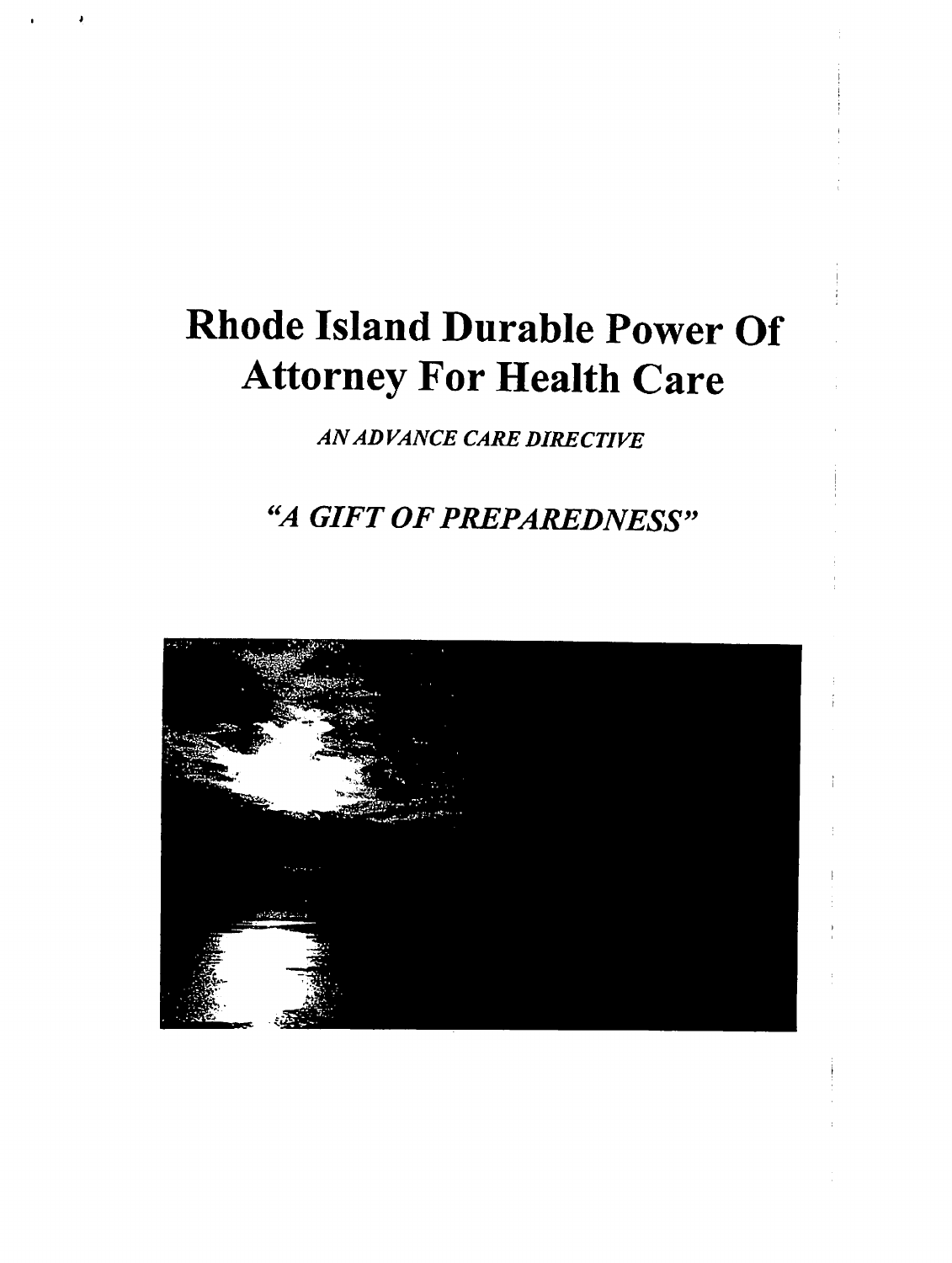# Rhode Island Durable Power Of Attorney For Health Care

*AN ADVANCE CARE DIRECTIVE*

*"A GIFT OF PREPAREDNESS"*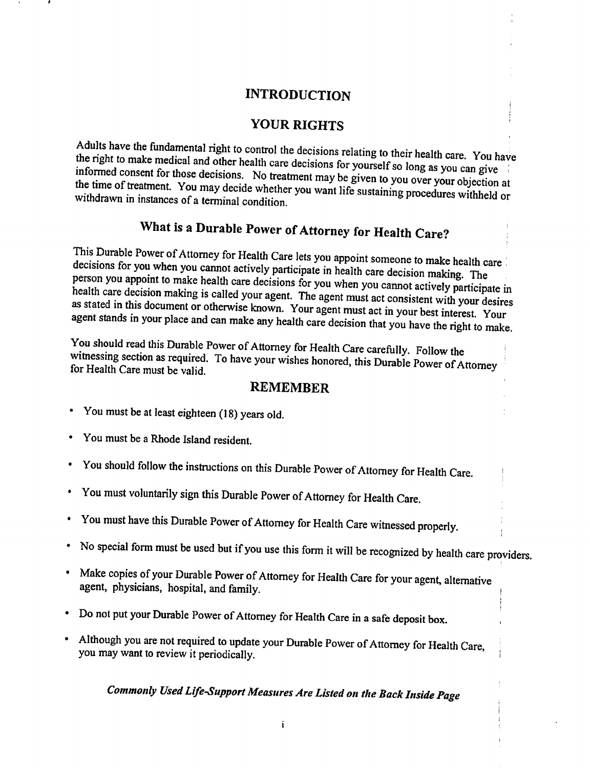# INTRODUCTION

## YOUR RIGHTS

Adults have the fundamental right to control the decisions relating to their health care. You have the right to make medical and other health care decisions for yourself so long as you can give informed consent for those decisions. No treatment may be given to you over your objection at the time of treatment. You may decide whether you want life sustaining procedures withheld or withdrawn in instances of a terminal condition.

## What is a Durable Power of Attorney for Health Care?

This Durable Power of Attorney for Health Care lets you appoint someone to make health care decisions for you when you cannot actively participate in health care decision making. The person you appoint to make health care decisions for you when you cannot actively participate in health care decision making is called your agent. The agent must act consistent with your desires as stated in this document or otherwise known. Your agent must act in your best interest. Your agent stands in your place and can make any health care decision that you have the right to make.

You should read this Durable Power of Attorney for Health Care carefully. Follow the witnessing section as required. To have your wishes honored, this Durable Power of Attorney for Health Care must be valid.

## REMEMBER

- You must be at least eighteen (18) years old.
- You must be a Rhode Island resident.
- You should follow the instructions on this Durable Power of Attorney for Health Care.
- You must voluntarily sign this Durable Power of Attorney for Health Care.
- You must have this Durable Power of Attorney for Health Care witnessed properly.
- No special form must be used but if you use this form it will be recognized by health care providers.
- Make copies of your Durable Power of Attorney for Health Care for your agent, alternative agent, physicians, hospital, and family.
- Do not put your Durable Power of Attorney for Health Care in a safe deposit box.
- Although you are not required to update your Durable Power of Attorney for Health Care, you may want to review it periodically.

***Commonly Used Life-Support Measures Are Listed on the Back Inside Page***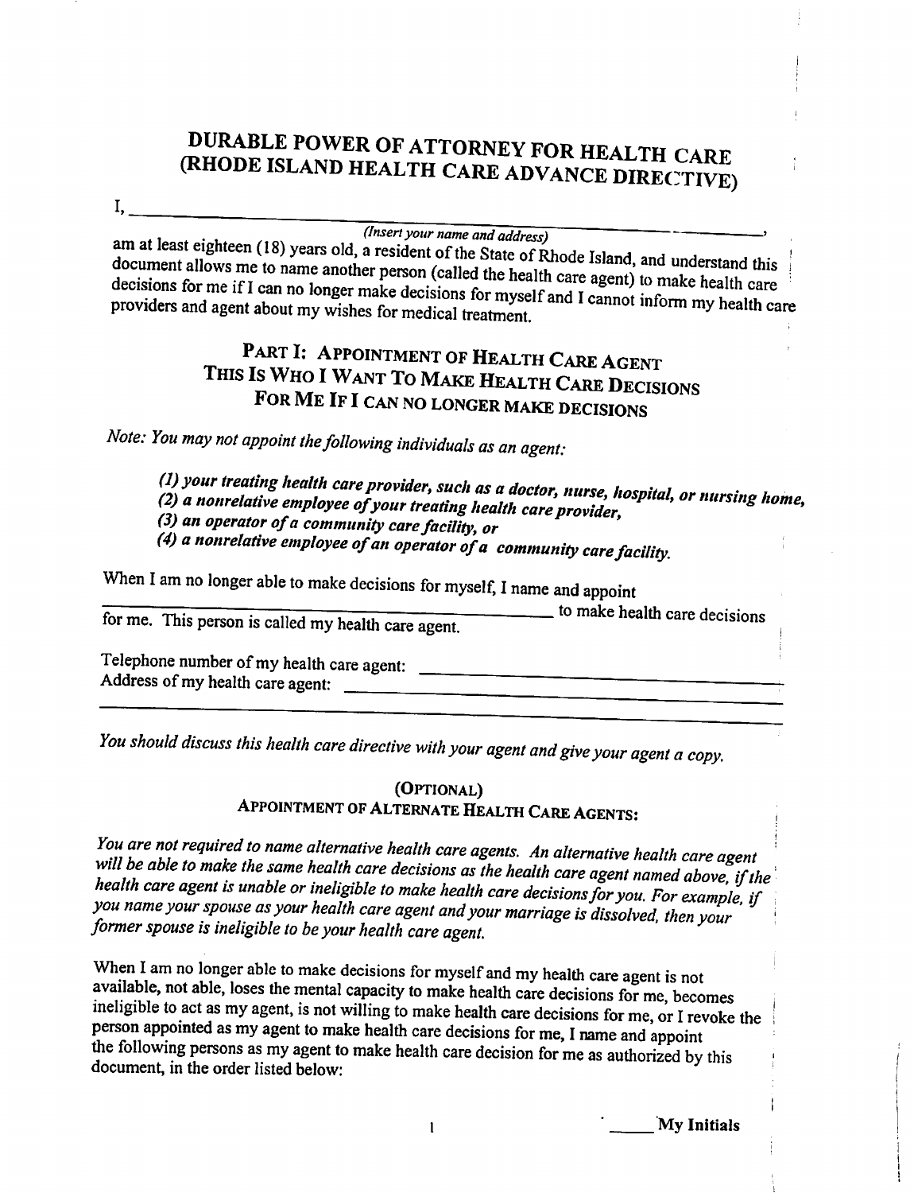# DURABLE POWER OF ATTORNEY FOR HEALTH CARE
# (RHODE ISLAND HEALTH CARE ADVANCE DIRECTIVE)

I, \_\_\_\_\_\_\_\_\_\_\_\_\_\_\_\_\_\_\_\_\_\_\_\_\_\_\_\_\_\_\_\_\_\_\_\_\_\_\_\_\_\_\_\_\_\_\_\_\_\_\_\_\_\_\_\_,
*(Insert your name and address)*

am at least eighteen (18) years old, a resident of the State of Rhode Island, and understand this document allows me to name another person (called the health care agent) to make health care decisions for me if I can no longer make decisions for myself and I cannot inform my health care providers and agent about my wishes for medical treatment.

## PART I: APPOINTMENT OF HEALTH CARE AGENT
## THIS IS WHO I WANT TO MAKE HEALTH CARE DECISIONS FOR ME IF I CAN NO LONGER MAKE DECISIONS

*Note: You may not appoint the following individuals as an agent:*

*(1) your treating health care provider, such as a doctor, nurse, hospital, or nursing home,*
*(2) a nonrelative employee of your treating health care provider,*
*(3) an operator of a community care facility, or*
*(4) a nonrelative employee of an operator of a community care facility.*

When I am no longer able to make decisions for myself, I name and appoint
\_\_\_\_\_\_\_\_\_\_\_\_\_\_\_\_\_\_\_\_\_\_\_\_\_\_\_\_\_\_\_\_\_\_\_\_\_\_\_\_ to make health care decisions for me. This person is called my health care agent.

Telephone number of my health care agent: \_\_\_\_\_\_\_\_\_\_\_\_\_\_\_\_\_\_\_\_\_\_\_\_\_\_\_\_\_\_\_\_\_\_
Address of my health care agent: \_\_\_\_\_\_\_\_\_\_\_\_\_\_\_\_\_\_\_\_\_\_\_\_\_\_\_\_\_\_\_\_\_\_\_\_\_\_\_\_
\_\_\_\_\_\_\_\_\_\_\_\_\_\_\_\_\_\_\_\_\_\_\_\_\_\_\_\_\_\_\_\_\_\_\_\_\_\_\_\_\_\_\_\_\_\_\_\_\_\_\_\_\_\_\_\_\_\_\_\_\_\_\_\_\_\_\_\_\_\_\_\_

*You should discuss this health care directive with your agent and give your agent a copy.*

### (OPTIONAL)
### APPOINTMENT OF ALTERNATE HEALTH CARE AGENTS:

*You are not required to name alternative health care agents. An alternative health care agent will be able to make the same health care decisions as the health care agent named above, if the health care agent is unable or ineligible to make health care decisions for you. For example, if you name your spouse as your health care agent and your marriage is dissolved, then your former spouse is ineligible to be your health care agent.*

When I am no longer able to make decisions for myself and my health care agent is not available, not able, loses the mental capacity to make health care decisions for me, becomes ineligible to act as my agent, is not willing to make health care decisions for me, or I revoke the person appointed as my agent to make health care decisions for me, I name and appoint the following persons as my agent to make health care decision for me as authorized by this document, in the order listed below:

\_\_\_\_\_ **My Initials**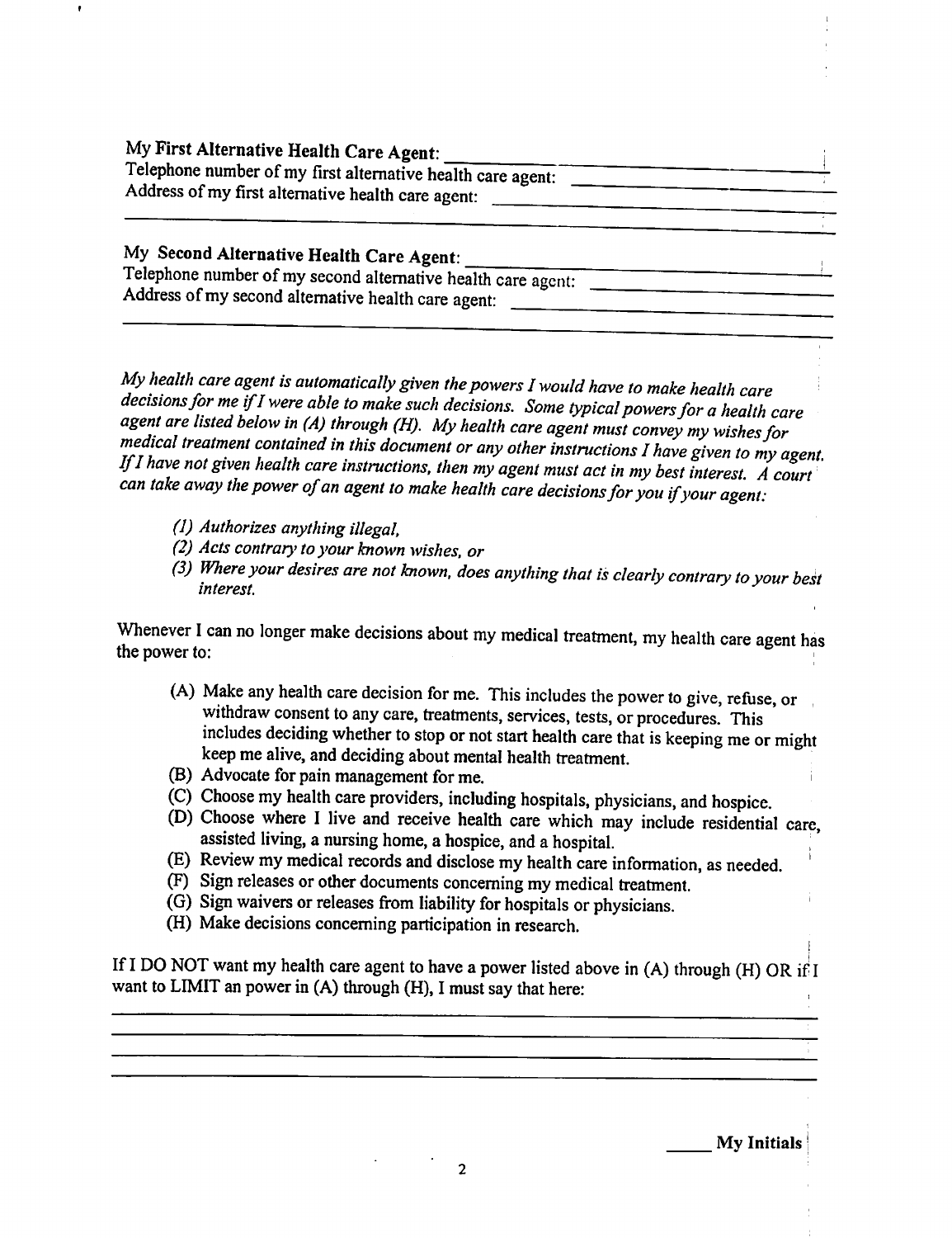**My First Alternative Health Care Agent:** \_\_\_\_\_\_\_\_\_\_\_\_\_\_\_\_\_\_\_\_\_\_\_\_\_\_\_\_\_\_\_\_\_\_\_\_\_\_\_\_\_\_\_\_
Telephone number of my first alternative health care agent: \_\_\_\_\_\_\_\_\_\_\_\_\_\_\_\_\_\_\_\_\_\_\_\_\_\_\_\_\_\_\_\_
Address of my first alternative health care agent: \_\_\_\_\_\_\_\_\_\_\_\_\_\_\_\_\_\_\_\_\_\_\_\_\_\_\_\_\_\_\_\_\_\_\_\_\_\_\_\_\_
\_\_\_\_\_\_\_\_\_\_\_\_\_\_\_\_\_\_\_\_\_\_\_\_\_\_\_\_\_\_\_\_\_\_\_\_\_\_\_\_\_\_\_\_\_\_\_\_\_\_\_\_\_\_\_\_\_\_\_\_\_\_\_\_\_\_\_\_\_\_\_\_\_\_\_\_\_\_\_\_\_\_\_

My **Second Alternative Health Care Agent:** \_\_\_\_\_\_\_\_\_\_\_\_\_\_\_\_\_\_\_\_\_\_\_\_\_\_\_\_\_\_\_\_\_\_\_\_\_\_\_\_\_\_\_\_
Telephone number of my second alternative health care agent: \_\_\_\_\_\_\_\_\_\_\_\_\_\_\_\_\_\_\_\_\_\_\_\_\_\_\_\_\_\_\_\_
Address of my second alternative health care agent: \_\_\_\_\_\_\_\_\_\_\_\_\_\_\_\_\_\_\_\_\_\_\_\_\_\_\_\_\_\_\_\_\_\_\_\_\_\_\_\_\_
\_\_\_\_\_\_\_\_\_\_\_\_\_\_\_\_\_\_\_\_\_\_\_\_\_\_\_\_\_\_\_\_\_\_\_\_\_\_\_\_\_\_\_\_\_\_\_\_\_\_\_\_\_\_\_\_\_\_\_\_\_\_\_\_\_\_\_\_\_\_\_\_\_\_\_\_\_\_\_\_\_\_\_

*My health care agent is automatically given the powers I would have to make health care decisions for me if I were able to make such decisions. Some typical powers for a health care agent are listed below in (A) through (H). My health care agent must convey my wishes for medical treatment contained in this document or any other instructions I have given to my agent. If I have not given health care instructions, then my agent must act in my best interest. A court can take away the power of an agent to make health care decisions for you if your agent:*

*(1) Authorizes anything illegal,*
*(2) Acts contrary to your known wishes, or*
*(3) Where your desires are not known, does anything that is clearly contrary to your best interest.*

Whenever I can no longer make decisions about my medical treatment, my health care agent has the power to:

(A) Make any health care decision for me. This includes the power to give, refuse, or withdraw consent to any care, treatments, services, tests, or procedures. This includes deciding whether to stop or not start health care that is keeping me or might keep me alive, and deciding about mental health treatment.
(B) Advocate for pain management for me.
(C) Choose my health care providers, including hospitals, physicians, and hospice.
(D) Choose where I live and receive health care which may include residential care, assisted living, a nursing home, a hospice, and a hospital.
(E) Review my medical records and disclose my health care information, as needed.
(F) Sign releases or other documents concerning my medical treatment.
(G) Sign waivers or releases from liability for hospitals or physicians.
(H) Make decisions concerning participation in research.

If I DO NOT want my health care agent to have a power listed above in (A) through (H) OR if I want to LIMIT an power in (A) through (H), I must say that here:

\_\_\_\_\_\_\_\_\_\_\_\_\_\_\_\_\_\_\_\_\_\_\_\_\_\_\_\_\_\_\_\_\_\_\_\_\_\_\_\_\_\_\_\_\_\_\_\_\_\_\_\_\_\_\_\_\_\_\_\_\_\_\_\_\_\_\_\_\_\_\_\_\_\_\_\_\_\_\_\_\_\_\_
\_\_\_\_\_\_\_\_\_\_\_\_\_\_\_\_\_\_\_\_\_\_\_\_\_\_\_\_\_\_\_\_\_\_\_\_\_\_\_\_\_\_\_\_\_\_\_\_\_\_\_\_\_\_\_\_\_\_\_\_\_\_\_\_\_\_\_\_\_\_\_\_\_\_\_\_\_\_\_\_\_\_\_
\_\_\_\_\_\_\_\_\_\_\_\_\_\_\_\_\_\_\_\_\_\_\_\_\_\_\_\_\_\_\_\_\_\_\_\_\_\_\_\_\_\_\_\_\_\_\_\_\_\_\_\_\_\_\_\_\_\_\_\_\_\_\_\_\_\_\_\_\_\_\_\_\_\_\_\_\_\_\_\_\_\_\_
\_\_\_\_\_\_\_\_\_\_\_\_\_\_\_\_\_\_\_\_\_\_\_\_\_\_\_\_\_\_\_\_\_\_\_\_\_\_\_\_\_\_\_\_\_\_\_\_\_\_\_\_\_\_\_\_\_\_\_\_\_\_\_\_\_\_\_\_\_\_\_\_\_\_\_\_\_\_\_\_\_\_\_

\_\_\_\_\_ **My Initials**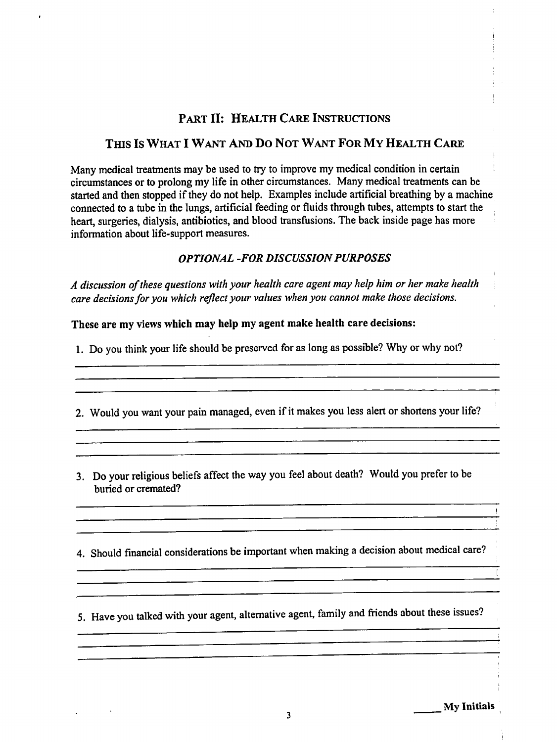## PART II: HEALTH CARE INSTRUCTIONS

### THIS IS WHAT I WANT AND DO NOT WANT FOR MY HEALTH CARE

Many medical treatments may be used to try to improve my medical condition in certain circumstances or to prolong my life in other circumstances. Many medical treatments can be started and then stopped if they do not help. Examples include artificial breathing by a machine connected to a tube in the lungs, artificial feeding or fluids through tubes, attempts to start the heart, surgeries, dialysis, antibiotics, and blood transfusions. The back inside page has more information about life-support measures.

*OPTIONAL -FOR DISCUSSION PURPOSES*

*A discussion of these questions with your health care agent may help him or her make health care decisions for you which reflect your values when you cannot make those decisions.*

**These are my views which may help my agent make health care decisions:**

1. Do you think your life should be preserved for as long as possible? Why or why not?

\_\_\_\_\_\_\_\_\_\_\_\_\_\_\_\_\_\_\_\_\_\_\_\_\_\_\_\_\_\_\_\_\_\_\_\_\_\_\_\_\_\_\_\_\_\_\_\_\_\_\_\_\_\_\_\_\_\_\_\_\_\_\_\_\_\_\_\_\_\_\_\_
\_\_\_\_\_\_\_\_\_\_\_\_\_\_\_\_\_\_\_\_\_\_\_\_\_\_\_\_\_\_\_\_\_\_\_\_\_\_\_\_\_\_\_\_\_\_\_\_\_\_\_\_\_\_\_\_\_\_\_\_\_\_\_\_\_\_\_\_\_\_\_\_
\_\_\_\_\_\_\_\_\_\_\_\_\_\_\_\_\_\_\_\_\_\_\_\_\_\_\_\_\_\_\_\_\_\_\_\_\_\_\_\_\_\_\_\_\_\_\_\_\_\_\_\_\_\_\_\_\_\_\_\_\_\_\_\_\_\_\_\_\_\_\_\_

2. Would you want your pain managed, even if it makes you less alert or shortens your life?

\_\_\_\_\_\_\_\_\_\_\_\_\_\_\_\_\_\_\_\_\_\_\_\_\_\_\_\_\_\_\_\_\_\_\_\_\_\_\_\_\_\_\_\_\_\_\_\_\_\_\_\_\_\_\_\_\_\_\_\_\_\_\_\_\_\_\_\_\_\_\_\_
\_\_\_\_\_\_\_\_\_\_\_\_\_\_\_\_\_\_\_\_\_\_\_\_\_\_\_\_\_\_\_\_\_\_\_\_\_\_\_\_\_\_\_\_\_\_\_\_\_\_\_\_\_\_\_\_\_\_\_\_\_\_\_\_\_\_\_\_\_\_\_\_
\_\_\_\_\_\_\_\_\_\_\_\_\_\_\_\_\_\_\_\_\_\_\_\_\_\_\_\_\_\_\_\_\_\_\_\_\_\_\_\_\_\_\_\_\_\_\_\_\_\_\_\_\_\_\_\_\_\_\_\_\_\_\_\_\_\_\_\_\_\_\_\_

3. Do your religious beliefs affect the way you feel about death? Would you prefer to be buried or cremated?

\_\_\_\_\_\_\_\_\_\_\_\_\_\_\_\_\_\_\_\_\_\_\_\_\_\_\_\_\_\_\_\_\_\_\_\_\_\_\_\_\_\_\_\_\_\_\_\_\_\_\_\_\_\_\_\_\_\_\_\_\_\_\_\_\_\_\_\_\_\_\_\_
\_\_\_\_\_\_\_\_\_\_\_\_\_\_\_\_\_\_\_\_\_\_\_\_\_\_\_\_\_\_\_\_\_\_\_\_\_\_\_\_\_\_\_\_\_\_\_\_\_\_\_\_\_\_\_\_\_\_\_\_\_\_\_\_\_\_\_\_\_\_\_\_
\_\_\_\_\_\_\_\_\_\_\_\_\_\_\_\_\_\_\_\_\_\_\_\_\_\_\_\_\_\_\_\_\_\_\_\_\_\_\_\_\_\_\_\_\_\_\_\_\_\_\_\_\_\_\_\_\_\_\_\_\_\_\_\_\_\_\_\_\_\_\_\_

4. Should financial considerations be important when making a decision about medical care?

\_\_\_\_\_\_\_\_\_\_\_\_\_\_\_\_\_\_\_\_\_\_\_\_\_\_\_\_\_\_\_\_\_\_\_\_\_\_\_\_\_\_\_\_\_\_\_\_\_\_\_\_\_\_\_\_\_\_\_\_\_\_\_\_\_\_\_\_\_\_\_\_
\_\_\_\_\_\_\_\_\_\_\_\_\_\_\_\_\_\_\_\_\_\_\_\_\_\_\_\_\_\_\_\_\_\_\_\_\_\_\_\_\_\_\_\_\_\_\_\_\_\_\_\_\_\_\_\_\_\_\_\_\_\_\_\_\_\_\_\_\_\_\_\_
\_\_\_\_\_\_\_\_\_\_\_\_\_\_\_\_\_\_\_\_\_\_\_\_\_\_\_\_\_\_\_\_\_\_\_\_\_\_\_\_\_\_\_\_\_\_\_\_\_\_\_\_\_\_\_\_\_\_\_\_\_\_\_\_\_\_\_\_\_\_\_\_

5. Have you talked with your agent, alternative agent, family and friends about these issues?

\_\_\_\_\_\_\_\_\_\_\_\_\_\_\_\_\_\_\_\_\_\_\_\_\_\_\_\_\_\_\_\_\_\_\_\_\_\_\_\_\_\_\_\_\_\_\_\_\_\_\_\_\_\_\_\_\_\_\_\_\_\_\_\_\_\_\_\_\_\_\_\_
\_\_\_\_\_\_\_\_\_\_\_\_\_\_\_\_\_\_\_\_\_\_\_\_\_\_\_\_\_\_\_\_\_\_\_\_\_\_\_\_\_\_\_\_\_\_\_\_\_\_\_\_\_\_\_\_\_\_\_\_\_\_\_\_\_\_\_\_\_\_\_\_
\_\_\_\_\_\_\_\_\_\_\_\_\_\_\_\_\_\_\_\_\_\_\_\_\_\_\_\_\_\_\_\_\_\_\_\_\_\_\_\_\_\_\_\_\_\_\_\_\_\_\_\_\_\_\_\_\_\_\_\_\_\_\_\_\_\_\_\_\_\_\_\_

\_\_\_\_\_ **My Initials**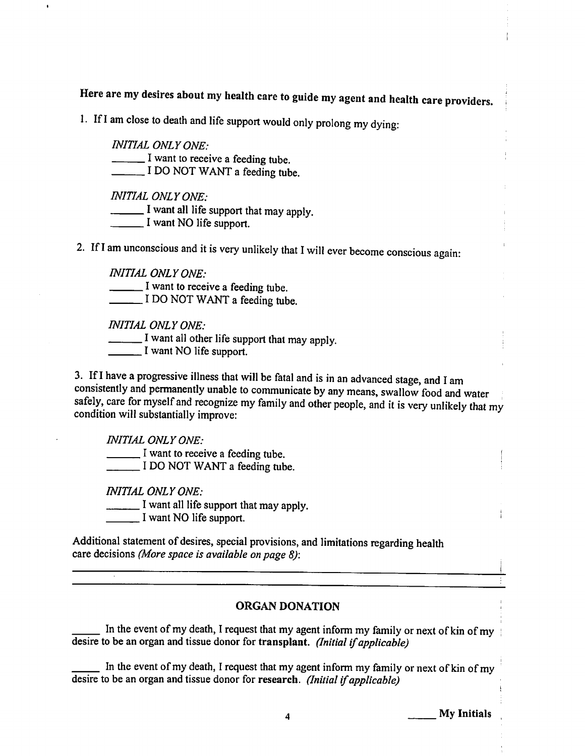**Here are my desires about my health care to guide my agent and health care providers.**

1. If I am close to death and life support would only prolong my dying:

*INITIAL ONLY ONE:*
______ I want to receive a feeding tube.
______ I DO NOT WANT a feeding tube.

*INITIAL ONLY ONE:*
______ I want all life support that may apply.
______ I want NO life support.

2. If I am unconscious and it is very unlikely that I will ever become conscious again:

*INITIAL ONLY ONE:*
______ I want to receive a feeding tube.
______ I DO NOT WANT a feeding tube.

*INITIAL ONLY ONE:*
______ I want all other life support that may apply.
______ I want NO life support.

3. If I have a progressive illness that will be fatal and is in an advanced stage, and I am consistently and permanently unable to communicate by any means, swallow food and water safely, care for myself and recognize my family and other people, and it is very unlikely that my condition will substantially improve:

*INITIAL ONLY ONE:*
______ I want to receive a feeding tube.
______ I DO NOT WANT a feeding tube.

*INITIAL ONLY ONE:*
______ I want all life support that may apply.
______ I want NO life support.

Additional statement of desires, special provisions, and limitations regarding health care decisions *(More space is available on page 8)*:

______________________________________________________________________________

______________________________________________________________________________

## ORGAN DONATION

_____ In the event of my death, I request that my agent inform my family or next of kin of my desire to be an organ and tissue donor for **transplant**. *(Initial if applicable)*

_____ In the event of my death, I request that my agent inform my family or next of kin of my desire to be an organ and tissue donor for **research**. *(Initial if applicable)*

_____ **My Initials**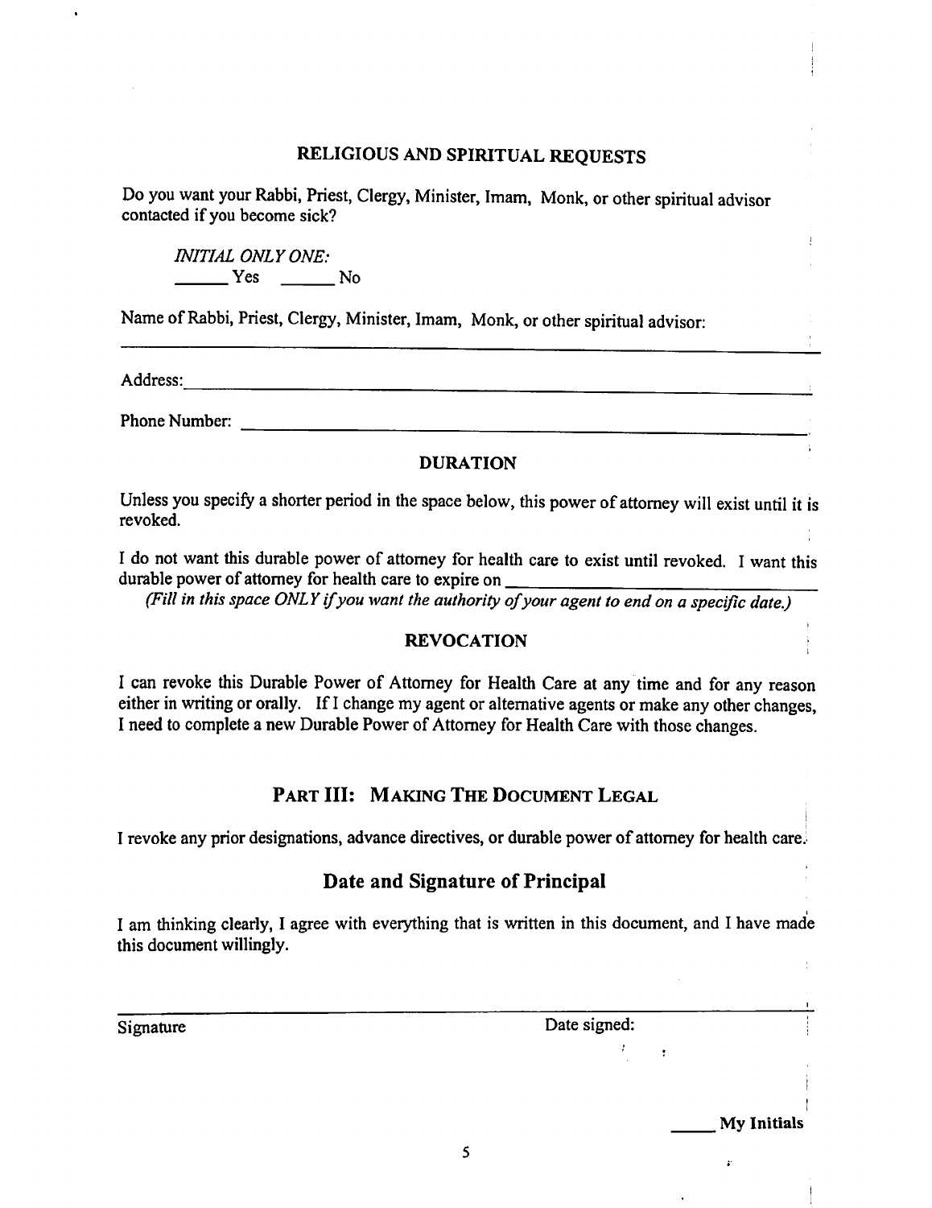## RELIGIOUS AND SPIRITUAL REQUESTS

Do you want your Rabbi, Priest, Clergy, Minister, Imam, Monk, or other spiritual advisor contacted if you become sick?

*INITIAL ONLY ONE:*
_____ Yes _____ No

Name of Rabbi, Priest, Clergy, Minister, Imam, Monk, or other spiritual advisor:

_______________________________________________

Address: _______________________________________________

Phone Number: _______________________________________________

## DURATION

Unless you specify a shorter period in the space below, this power of attorney will exist until it is revoked.

I do not want this durable power of attorney for health care to exist until revoked. I want this durable power of attorney for health care to expire on _______________________

*(Fill in this space ONLY if you want the authority of your agent to end on a specific date.)*

## REVOCATION

I can revoke this Durable Power of Attorney for Health Care at any time and for any reason either in writing or orally. If I change my agent or alternative agents or make any other changes, I need to complete a new Durable Power of Attorney for Health Care with those changes.

# PART III: MAKING THE DOCUMENT LEGAL

I revoke any prior designations, advance directives, or durable power of attorney for health care.

## Date and Signature of Principal

I am thinking clearly, I agree with everything that is written in this document, and I have made this document willingly.

_______________________________________________

Signature                                        Date signed:

_____ **My Initials**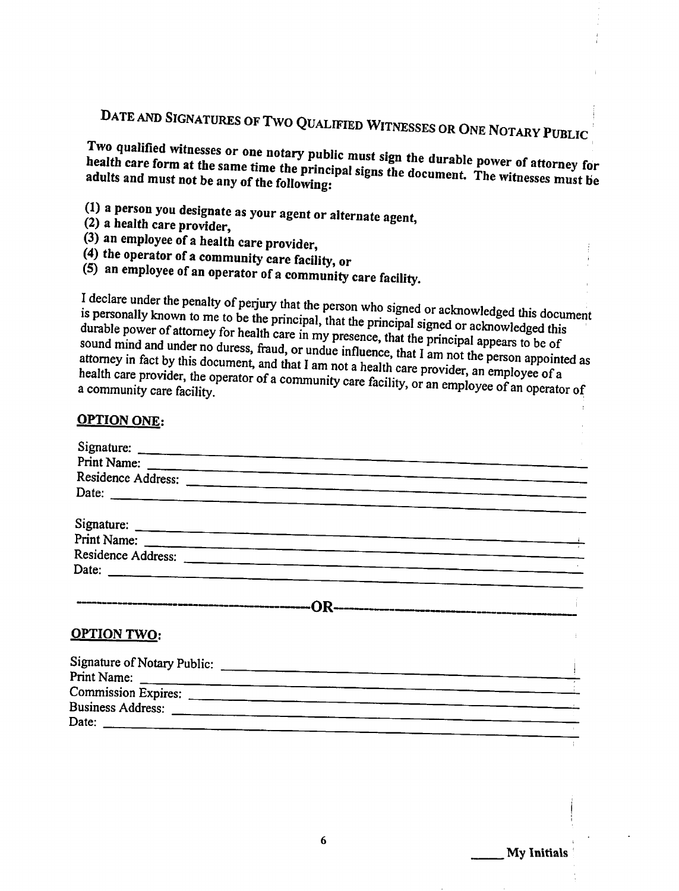## Date and Signatures of Two Qualified Witnesses or One Notary Public

**Two qualified witnesses or one notary public must sign the durable power of attorney for health care form at the same time the principal signs the document. The witnesses must be adults and must not be any of the following:**

**(1) a person you designate as your agent or alternate agent,**
**(2) a health care provider,**
**(3) an employee of a health care provider,**
**(4) the operator of a community care facility, or**
**(5) an employee of an operator of a community care facility.**

I declare under the penalty of perjury that the person who signed or acknowledged this document is personally known to me to be the principal, that the principal signed or acknowledged this durable power of attorney for health care in my presence, that the principal appears to be of sound mind and under no duress, fraud, or undue influence, that I am not the person appointed as attorney in fact by this document, and that I am not a health care provider, an employee of a health care provider, the operator of a community care facility, or an employee of an operator of a community care facility.

**OPTION ONE:**

Signature: ______________________________
Print Name: ______________________________
Residence Address: ______________________________
Date: ______________________________

Signature: ______________________________
Print Name: ______________________________
Residence Address: ______________________________
Date: ______________________________

---------------------------------------- **OR** ----------------------------------------

**OPTION TWO:**

Signature of Notary Public: ______________________________
Print Name: ______________________________
Commission Expires: ______________________________
Business Address: ______________________________
Date: ______________________________

_____ **My Initials**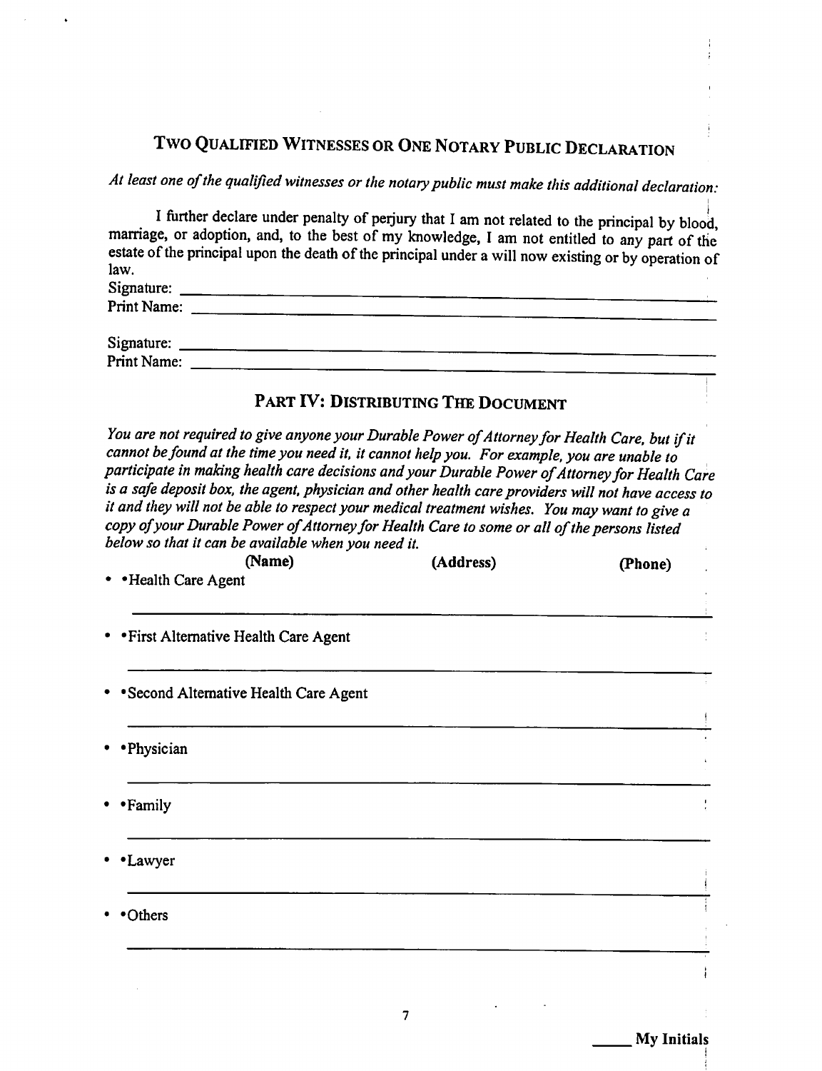## Two Qualified Witnesses or One Notary Public Declaration

*At least one of the qualified witnesses or the notary public must make this additional declaration:*

I further declare under penalty of perjury that I am not related to the principal by blood, marriage, or adoption, and, to the best of my knowledge, I am not entitled to any part of the estate of the principal upon the death of the principal under a will now existing or by operation of law.

Signature: \_\_\_\_\_\_\_\_\_\_\_\_\_\_\_\_\_\_\_\_\_\_\_\_\_\_\_\_\_\_\_\_\_\_\_\_\_\_\_\_
Print Name: \_\_\_\_\_\_\_\_\_\_\_\_\_\_\_\_\_\_\_\_\_\_\_\_\_\_\_\_\_\_\_\_\_\_\_\_\_\_\_\_

Signature: \_\_\_\_\_\_\_\_\_\_\_\_\_\_\_\_\_\_\_\_\_\_\_\_\_\_\_\_\_\_\_\_\_\_\_\_\_\_\_\_
Print Name: \_\_\_\_\_\_\_\_\_\_\_\_\_\_\_\_\_\_\_\_\_\_\_\_\_\_\_\_\_\_\_\_\_\_\_\_\_\_\_\_

## Part IV: Distributing The Document

*You are not required to give anyone your Durable Power of Attorney for Health Care, but if it cannot be found at the time you need it, it cannot help you. For example, you are unable to participate in making health care decisions and your Durable Power of Attorney for Health Care is a safe deposit box, the agent, physician and other health care providers will not have access to it and they will not be able to respect your medical treatment wishes. You may want to give a copy of your Durable Power of Attorney for Health Care to some or all of the persons listed below so that it can be available when you need it.*

**(Name)** **(Address)** **(Phone)**

- •Health Care Agent

\_\_\_\_\_\_\_\_\_\_\_\_\_\_\_\_\_\_\_\_\_\_\_\_\_\_\_\_\_\_\_\_\_\_\_\_\_\_\_\_\_\_\_\_\_\_\_\_

- •First Alternative Health Care Agent

\_\_\_\_\_\_\_\_\_\_\_\_\_\_\_\_\_\_\_\_\_\_\_\_\_\_\_\_\_\_\_\_\_\_\_\_\_\_\_\_\_\_\_\_\_\_\_\_

- •Second Alternative Health Care Agent

\_\_\_\_\_\_\_\_\_\_\_\_\_\_\_\_\_\_\_\_\_\_\_\_\_\_\_\_\_\_\_\_\_\_\_\_\_\_\_\_\_\_\_\_\_\_\_\_

- •Physician

\_\_\_\_\_\_\_\_\_\_\_\_\_\_\_\_\_\_\_\_\_\_\_\_\_\_\_\_\_\_\_\_\_\_\_\_\_\_\_\_\_\_\_\_\_\_\_\_

- •Family

\_\_\_\_\_\_\_\_\_\_\_\_\_\_\_\_\_\_\_\_\_\_\_\_\_\_\_\_\_\_\_\_\_\_\_\_\_\_\_\_\_\_\_\_\_\_\_\_

- •Lawyer

\_\_\_\_\_\_\_\_\_\_\_\_\_\_\_\_\_\_\_\_\_\_\_\_\_\_\_\_\_\_\_\_\_\_\_\_\_\_\_\_\_\_\_\_\_\_\_\_

- •Others

\_\_\_\_\_\_\_\_\_\_\_\_\_\_\_\_\_\_\_\_\_\_\_\_\_\_\_\_\_\_\_\_\_\_\_\_\_\_\_\_\_\_\_\_\_\_\_\_

\_\_\_\_\_ **My Initials**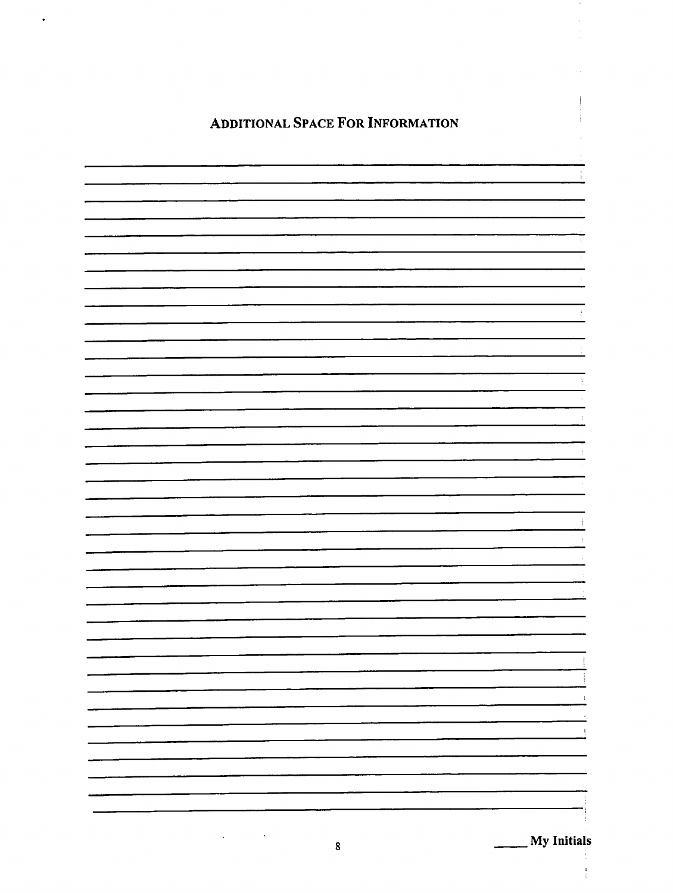## Additional Space For Information

\_\_\_\_\_ My Initials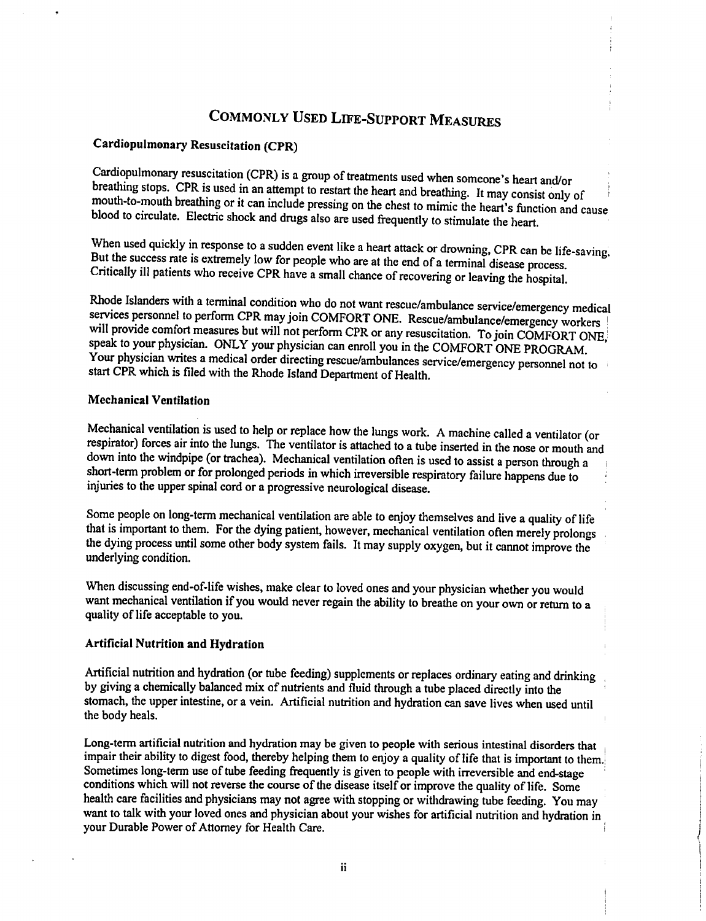# Commonly Used Life-Support Measures

## Cardiopulmonary Resuscitation (CPR)

Cardiopulmonary resuscitation (CPR) is a group of treatments used when someone's heart and/or breathing stops. CPR is used in an attempt to restart the heart and breathing. It may consist only of mouth-to-mouth breathing or it can include pressing on the chest to mimic the heart's function and cause blood to circulate. Electric shock and drugs also are used frequently to stimulate the heart.

When used quickly in response to a sudden event like a heart attack or drowning, CPR can be life-saving. But the success rate is extremely low for people who are at the end of a terminal disease process. Critically ill patients who receive CPR have a small chance of recovering or leaving the hospital.

Rhode Islanders with a terminal condition who do not want rescue/ambulance service/emergency medical services personnel to perform CPR may join COMFORT ONE. Rescue/ambulance/emergency workers will provide comfort measures but will not perform CPR or any resuscitation. To join COMFORT ONE, speak to your physician. ONLY your physician can enroll you in the COMFORT ONE PROGRAM. Your physician writes a medical order directing rescue/ambulances service/emergency personnel not to start CPR which is filed with the Rhode Island Department of Health.

## Mechanical Ventilation

Mechanical ventilation is used to help or replace how the lungs work. A machine called a ventilator (or respirator) forces air into the lungs. The ventilator is attached to a tube inserted in the nose or mouth and down into the windpipe (or trachea). Mechanical ventilation often is used to assist a person through a short-term problem or for prolonged periods in which irreversible respiratory failure happens due to injuries to the upper spinal cord or a progressive neurological disease.

Some people on long-term mechanical ventilation are able to enjoy themselves and live a quality of life that is important to them. For the dying patient, however, mechanical ventilation often merely prolongs the dying process until some other body system fails. It may supply oxygen, but it cannot improve the underlying condition.

When discussing end-of-life wishes, make clear to loved ones and your physician whether you would want mechanical ventilation if you would never regain the ability to breathe on your own or return to a quality of life acceptable to you.

## Artificial Nutrition and Hydration

Artificial nutrition and hydration (or tube feeding) supplements or replaces ordinary eating and drinking by giving a chemically balanced mix of nutrients and fluid through a tube placed directly into the stomach, the upper intestine, or a vein. Artificial nutrition and hydration can save lives when used until the body heals.

Long-term artificial nutrition and hydration may be given to people with serious intestinal disorders that impair their ability to digest food, thereby helping them to enjoy a quality of life that is important to them. Sometimes long-term use of tube feeding frequently is given to people with irreversible and end-stage conditions which will not reverse the course of the disease itself or improve the quality of life. Some health care facilities and physicians may not agree with stopping or withdrawing tube feeding. You may want to talk with your loved ones and physician about your wishes for artificial nutrition and hydration in your Durable Power of Attorney for Health Care.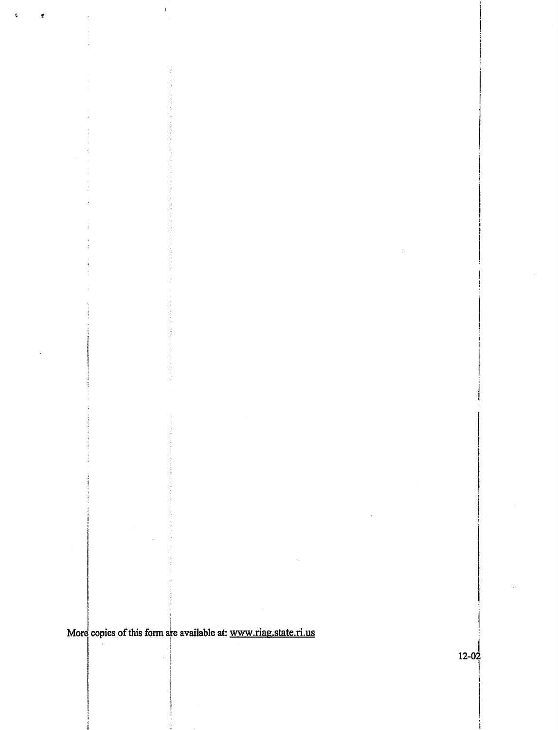More copies of this form are available at: www.riag.state.ri.us

12-02